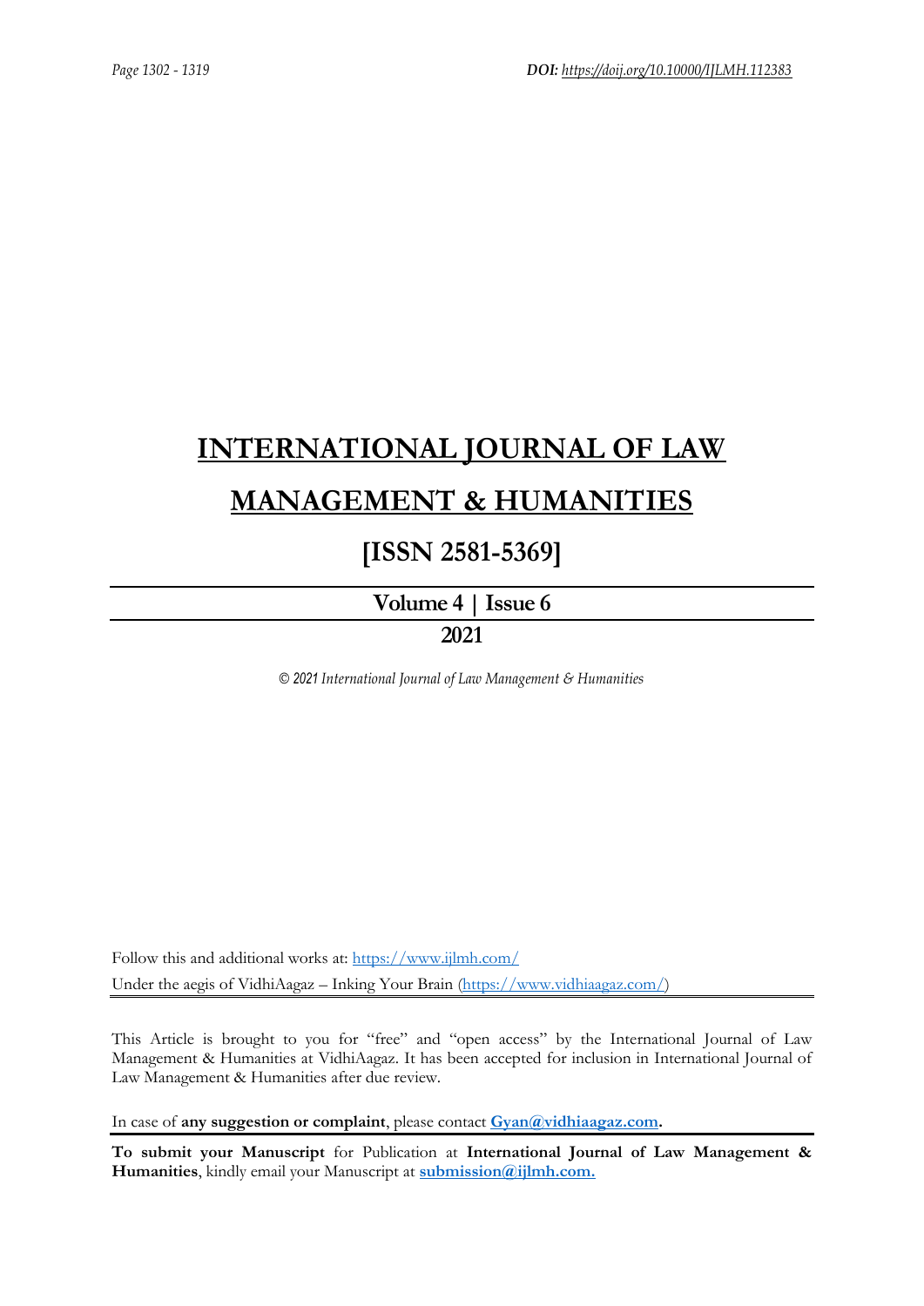Page 1302 - 1319 **DOI:** https://doij.org/10.10000/IJLMH.112383

# INTERNATIONAL JOURNAL OF LAW MANAGEMENT & HUMANITIES

## [ISSN 2581-5369]

**Volume 4 | Issue 6**

**2021**

*© 2021 International Journal of Law Management & Humanities*

Follow this and additional works at: https://www.ijlmh.com/
Under the aegis of VidhiAagaz – Inking Your Brain (https://www.vidhiaagaz.com/)

---

This Article is brought to you for "free" and "open access" by the International Journal of Law Management & Humanities at VidhiAagaz. It has been accepted for inclusion in International Journal of Law Management & Humanities after due review.

In case of **any suggestion or complaint**, please contact **Gyan@vidhiaagaz.com.**

---

**To submit your Manuscript** for Publication at **International Journal of Law Management & Humanities**, kindly email your Manuscript at **submission@ijlmh.com.**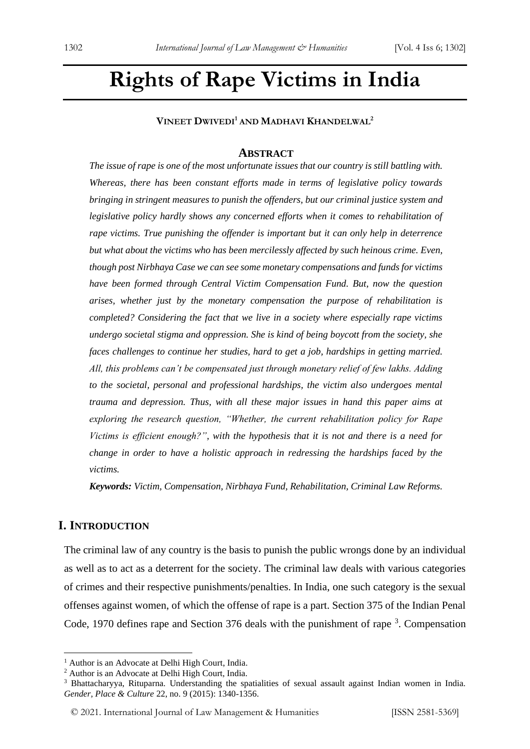# Rights of Rape Victims in India

**Vineet Dwivedi**[1] **and Madhavi Khandelwal**[2]

## Abstract

***The issue of rape is one of the most unfortunate issues that our country is still battling with. Whereas, there has been constant efforts made in terms of legislative policy towards bringing in stringent measures to punish the offenders, but our criminal justice system and legislative policy hardly shows any concerned efforts when it comes to rehabilitation of rape victims. True punishing the offender is important but it can only help in deterrence but what about the victims who has been mercilessly affected by such heinous crime. Even, though post Nirbhaya Case we can see some monetary compensations and funds for victims have been formed through Central Victim Compensation Fund. But, now the question arises, whether just by the monetary compensation the purpose of rehabilitation is completed? Considering the fact that we live in a society where especially rape victims undergo societal stigma and oppression. She is kind of being boycott from the society, she faces challenges to continue her studies, hard to get a job, hardships in getting married. All, this problems can't be compensated just through monetary relief of few lakhs. Adding to the societal, personal and professional hardships, the victim also undergoes mental trauma and depression. Thus, with all these major issues in hand this paper aims at exploring the research question, "Whether, the current rehabilitation policy for Rape Victims is efficient enough?", with the hypothesis that it is not and there is a need for change in order to have a holistic approach in redressing the hardships faced by the victims.***

***Keywords:*** *Victim, Compensation, Nirbhaya Fund, Rehabilitation, Criminal Law Reforms.*

## I. Introduction

The criminal law of any country is the basis to punish the public wrongs done by an individual as well as to act as a deterrent for the society. The criminal law deals with various categories of crimes and their respective punishments/penalties. In India, one such category is the sexual offenses against women, of which the offense of rape is a part. Section 375 of the Indian Penal Code, 1970 defines rape and Section 376 deals with the punishment of rape [3]. Compensation

---

[1] Author is an Advocate at Delhi High Court, India.

[2] Author is an Advocate at Delhi High Court, India.

[3] Bhattacharyya, Rituparna. Understanding the spatialities of sexual assault against Indian women in India. *Gender, Place & Culture* 22, no. 9 (2015): 1340-1356.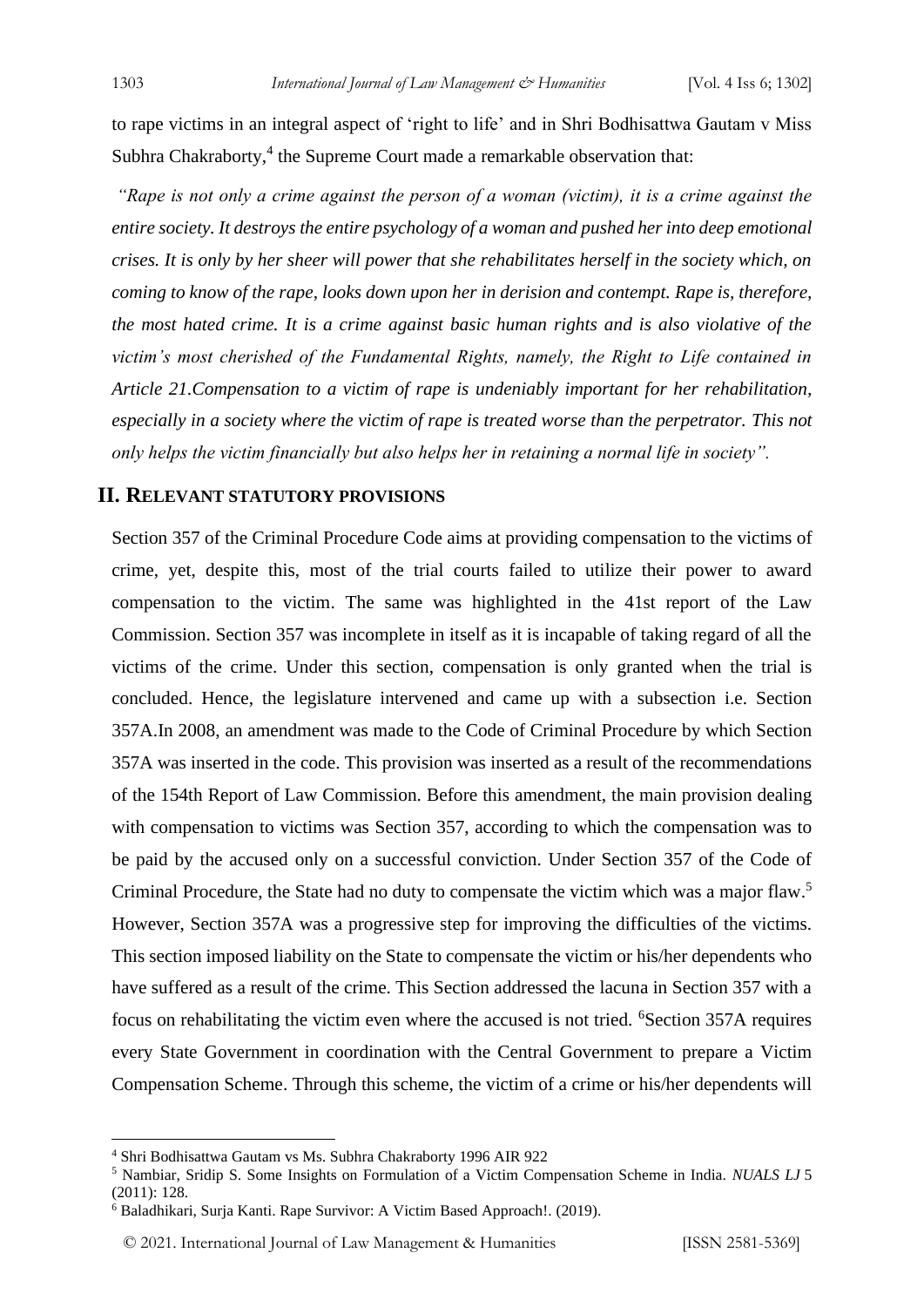to rape victims in an integral aspect of 'right to life' and in Shri Bodhisattwa Gautam v Miss Subhra Chakraborty,[4] the Supreme Court made a remarkable observation that:

*"Rape is not only a crime against the person of a woman (victim), it is a crime against the entire society. It destroys the entire psychology of a woman and pushed her into deep emotional crises. It is only by her sheer will power that she rehabilitates herself in the society which, on coming to know of the rape, looks down upon her in derision and contempt. Rape is, therefore, the most hated crime. It is a crime against basic human rights and is also violative of the victim's most cherished of the Fundamental Rights, namely, the Right to Life contained in Article 21.Compensation to a victim of rape is undeniably important for her rehabilitation, especially in a society where the victim of rape is treated worse than the perpetrator. This not only helps the victim financially but also helps her in retaining a normal life in society".*

## II. RELEVANT STATUTORY PROVISIONS

Section 357 of the Criminal Procedure Code aims at providing compensation to the victims of crime, yet, despite this, most of the trial courts failed to utilize their power to award compensation to the victim. The same was highlighted in the 41st report of the Law Commission. Section 357 was incomplete in itself as it is incapable of taking regard of all the victims of the crime. Under this section, compensation is only granted when the trial is concluded. Hence, the legislature intervened and came up with a subsection i.e. Section 357A.In 2008, an amendment was made to the Code of Criminal Procedure by which Section 357A was inserted in the code. This provision was inserted as a result of the recommendations of the 154th Report of Law Commission. Before this amendment, the main provision dealing with compensation to victims was Section 357, according to which the compensation was to be paid by the accused only on a successful conviction. Under Section 357 of the Code of Criminal Procedure, the State had no duty to compensate the victim which was a major flaw.[5] However, Section 357A was a progressive step for improving the difficulties of the victims. This section imposed liability on the State to compensate the victim or his/her dependents who have suffered as a result of the crime. This Section addressed the lacuna in Section 357 with a focus on rehabilitating the victim even where the accused is not tried. [6]Section 357A requires every State Government in coordination with the Central Government to prepare a Victim Compensation Scheme. Through this scheme, the victim of a crime or his/her dependents will

---

[4] Shri Bodhisattwa Gautam vs Ms. Subhra Chakraborty 1996 AIR 922

[5] Nambiar, Sridip S. Some Insights on Formulation of a Victim Compensation Scheme in India. *NUALS LJ* 5 (2011): 128.

[6] Baladhikari, Surja Kanti. Rape Survivor: A Victim Based Approach!. (2019).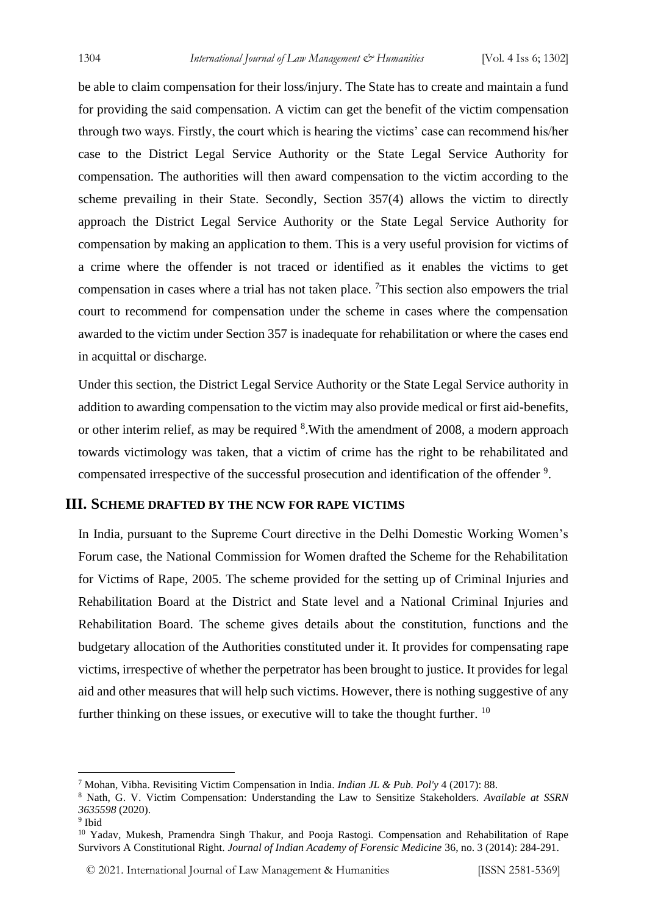be able to claim compensation for their loss/injury. The State has to create and maintain a fund for providing the said compensation. A victim can get the benefit of the victim compensation through two ways. Firstly, the court which is hearing the victims' case can recommend his/her case to the District Legal Service Authority or the State Legal Service Authority for compensation. The authorities will then award compensation to the victim according to the scheme prevailing in their State. Secondly, Section 357(4) allows the victim to directly approach the District Legal Service Authority or the State Legal Service Authority for compensation by making an application to them. This is a very useful provision for victims of a crime where the offender is not traced or identified as it enables the victims to get compensation in cases where a trial has not taken place. [7]This section also empowers the trial court to recommend for compensation under the scheme in cases where the compensation awarded to the victim under Section 357 is inadequate for rehabilitation or where the cases end in acquittal or discharge.

Under this section, the District Legal Service Authority or the State Legal Service authority in addition to awarding compensation to the victim may also provide medical or first aid-benefits, or other interim relief, as may be required [8].With the amendment of 2008, a modern approach towards victimology was taken, that a victim of crime has the right to be rehabilitated and compensated irrespective of the successful prosecution and identification of the offender [9].

## III. Scheme drafted by the NCW for rape victims

In India, pursuant to the Supreme Court directive in the Delhi Domestic Working Women's Forum case, the National Commission for Women drafted the Scheme for the Rehabilitation for Victims of Rape, 2005. The scheme provided for the setting up of Criminal Injuries and Rehabilitation Board at the District and State level and a National Criminal Injuries and Rehabilitation Board. The scheme gives details about the constitution, functions and the budgetary allocation of the Authorities constituted under it. It provides for compensating rape victims, irrespective of whether the perpetrator has been brought to justice. It provides for legal aid and other measures that will help such victims. However, there is nothing suggestive of any further thinking on these issues, or executive will to take the thought further. [10]

---

[7] Mohan, Vibha. Revisiting Victim Compensation in India. *Indian JL & Pub. Pol'y* 4 (2017): 88.

[8] Nath, G. V. Victim Compensation: Understanding the Law to Sensitize Stakeholders. *Available at SSRN 3635598* (2020).

[9] Ibid

[10] Yadav, Mukesh, Pramendra Singh Thakur, and Pooja Rastogi. Compensation and Rehabilitation of Rape Survivors A Constitutional Right. *Journal of Indian Academy of Forensic Medicine* 36, no. 3 (2014): 284-291.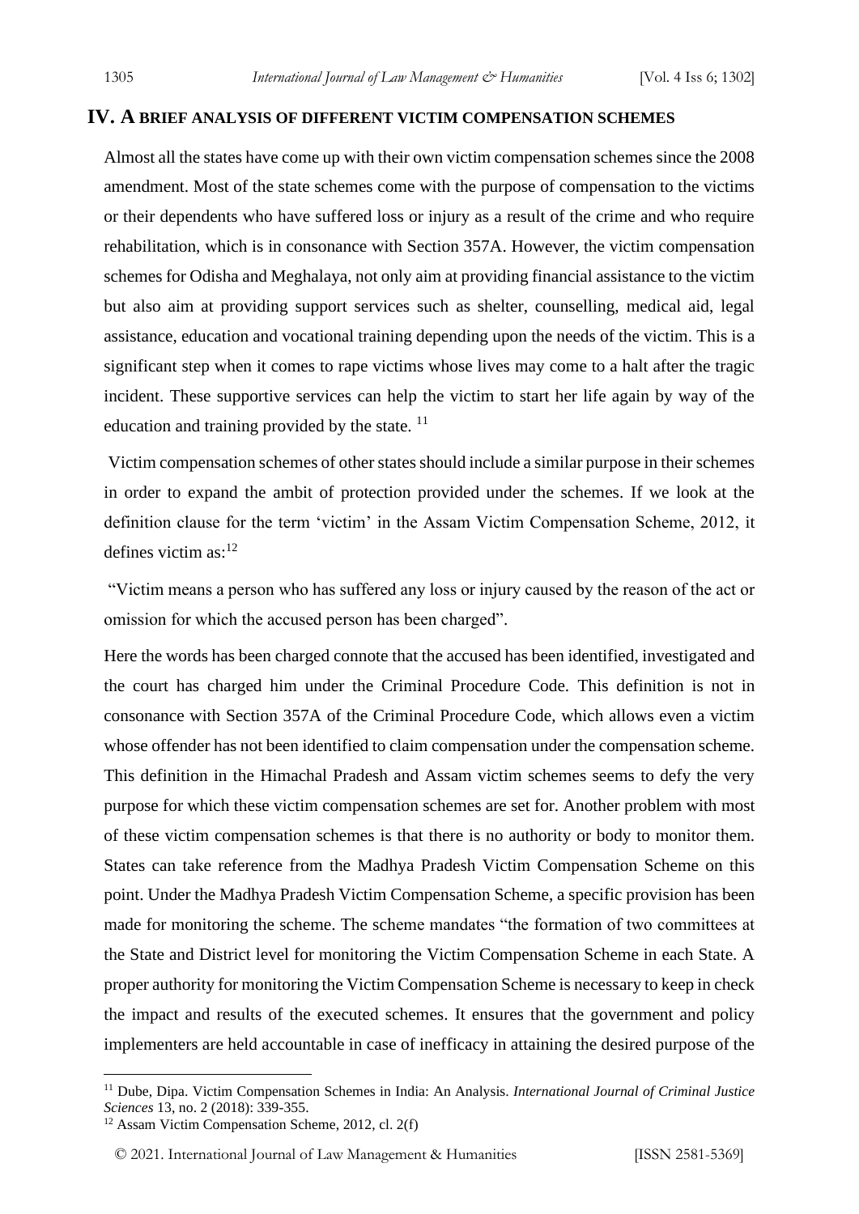## IV. A BRIEF ANALYSIS OF DIFFERENT VICTIM COMPENSATION SCHEMES

Almost all the states have come up with their own victim compensation schemes since the 2008 amendment. Most of the state schemes come with the purpose of compensation to the victims or their dependents who have suffered loss or injury as a result of the crime and who require rehabilitation, which is in consonance with Section 357A. However, the victim compensation schemes for Odisha and Meghalaya, not only aim at providing financial assistance to the victim but also aim at providing support services such as shelter, counselling, medical aid, legal assistance, education and vocational training depending upon the needs of the victim. This is a significant step when it comes to rape victims whose lives may come to a halt after the tragic incident. These supportive services can help the victim to start her life again by way of the education and training provided by the state. [11]

Victim compensation schemes of other states should include a similar purpose in their schemes in order to expand the ambit of protection provided under the schemes. If we look at the definition clause for the term 'victim' in the Assam Victim Compensation Scheme, 2012, it defines victim as:[12]

"Victim means a person who has suffered any loss or injury caused by the reason of the act or omission for which the accused person has been charged".

Here the words has been charged connote that the accused has been identified, investigated and the court has charged him under the Criminal Procedure Code. This definition is not in consonance with Section 357A of the Criminal Procedure Code, which allows even a victim whose offender has not been identified to claim compensation under the compensation scheme. This definition in the Himachal Pradesh and Assam victim schemes seems to defy the very purpose for which these victim compensation schemes are set for. Another problem with most of these victim compensation schemes is that there is no authority or body to monitor them. States can take reference from the Madhya Pradesh Victim Compensation Scheme on this point. Under the Madhya Pradesh Victim Compensation Scheme, a specific provision has been made for monitoring the scheme. The scheme mandates "the formation of two committees at the State and District level for monitoring the Victim Compensation Scheme in each State. A proper authority for monitoring the Victim Compensation Scheme is necessary to keep in check the impact and results of the executed schemes. It ensures that the government and policy implementers are held accountable in case of inefficacy in attaining the desired purpose of the

---

[11] Dube, Dipa. Victim Compensation Schemes in India: An Analysis. *International Journal of Criminal Justice Sciences* 13, no. 2 (2018): 339-355.

[12] Assam Victim Compensation Scheme, 2012, cl. 2(f)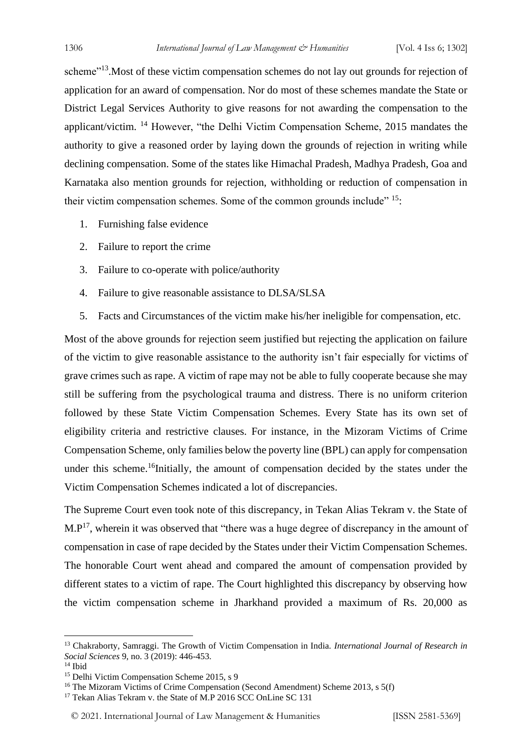scheme"[13].Most of these victim compensation schemes do not lay out grounds for rejection of application for an award of compensation. Nor do most of these schemes mandate the State or District Legal Services Authority to give reasons for not awarding the compensation to the applicant/victim. [14] However, "the Delhi Victim Compensation Scheme, 2015 mandates the authority to give a reasoned order by laying down the grounds of rejection in writing while declining compensation. Some of the states like Himachal Pradesh, Madhya Pradesh, Goa and Karnataka also mention grounds for rejection, withholding or reduction of compensation in their victim compensation schemes. Some of the common grounds include" [15]:

1. Furnishing false evidence
2. Failure to report the crime
3. Failure to co-operate with police/authority
4. Failure to give reasonable assistance to DLSA/SLSA
5. Facts and Circumstances of the victim make his/her ineligible for compensation, etc.

Most of the above grounds for rejection seem justified but rejecting the application on failure of the victim to give reasonable assistance to the authority isn't fair especially for victims of grave crimes such as rape. A victim of rape may not be able to fully cooperate because she may still be suffering from the psychological trauma and distress. There is no uniform criterion followed by these State Victim Compensation Schemes. Every State has its own set of eligibility criteria and restrictive clauses. For instance, in the Mizoram Victims of Crime Compensation Scheme, only families below the poverty line (BPL) can apply for compensation under this scheme.[16]Initially, the amount of compensation decided by the states under the Victim Compensation Schemes indicated a lot of discrepancies.

The Supreme Court even took note of this discrepancy, in Tekan Alias Tekram v. the State of M.P[17], wherein it was observed that "there was a huge degree of discrepancy in the amount of compensation in case of rape decided by the States under their Victim Compensation Schemes. The honorable Court went ahead and compared the amount of compensation provided by different states to a victim of rape. The Court highlighted this discrepancy by observing how the victim compensation scheme in Jharkhand provided a maximum of Rs. 20,000 as

---

[13] Chakraborty, Samraggi. The Growth of Victim Compensation in India. *International Journal of Research in Social Sciences* 9, no. 3 (2019): 446-453.

[14] Ibid

[15] Delhi Victim Compensation Scheme 2015, s 9

[16] The Mizoram Victims of Crime Compensation (Second Amendment) Scheme 2013, s 5(f)

[17] Tekan Alias Tekram v. the State of M.P 2016 SCC OnLine SC 131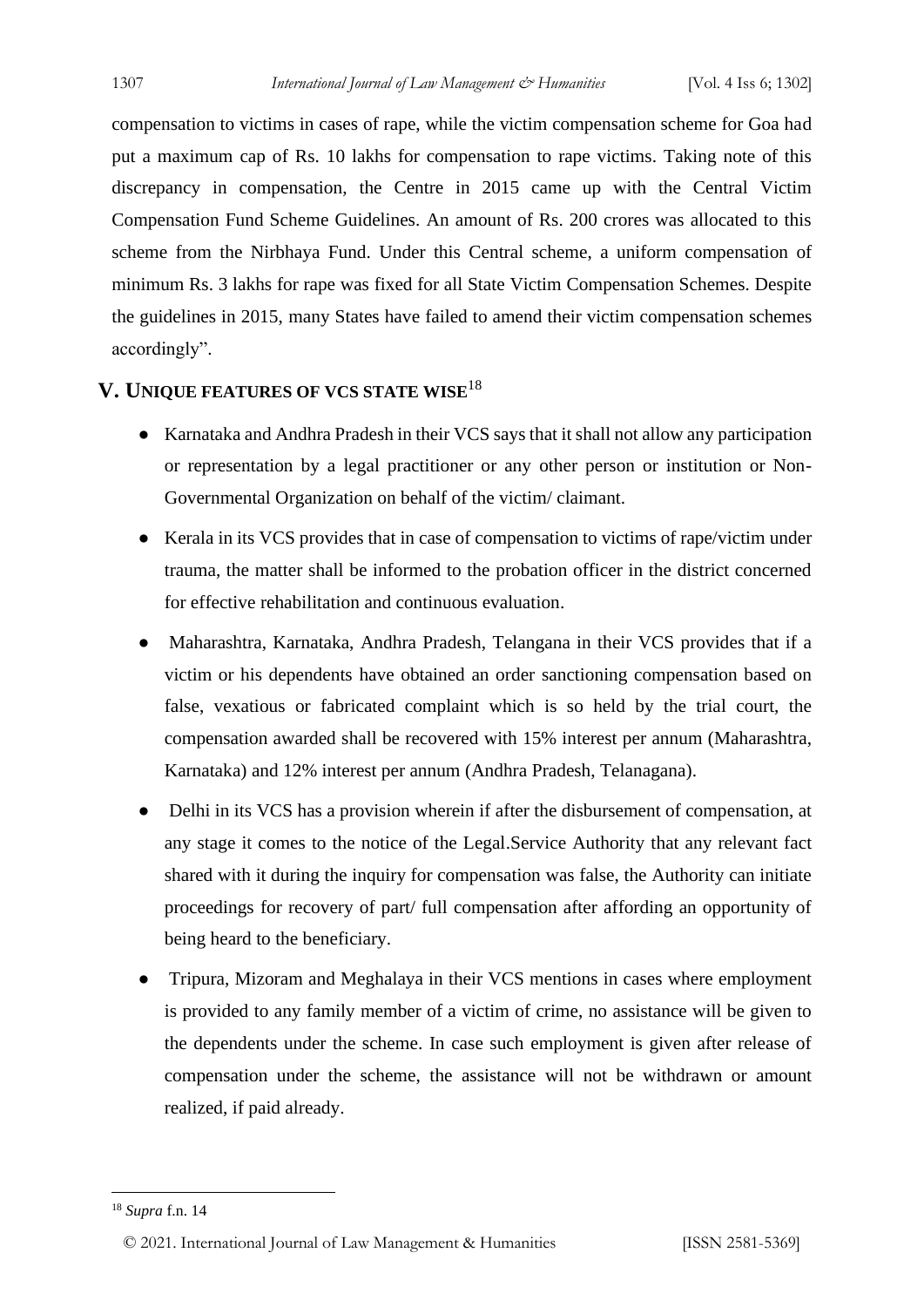compensation to victims in cases of rape, while the victim compensation scheme for Goa had put a maximum cap of Rs. 10 lakhs for compensation to rape victims. Taking note of this discrepancy in compensation, the Centre in 2015 came up with the Central Victim Compensation Fund Scheme Guidelines. An amount of Rs. 200 crores was allocated to this scheme from the Nirbhaya Fund. Under this Central scheme, a uniform compensation of minimum Rs. 3 lakhs for rape was fixed for all State Victim Compensation Schemes. Despite the guidelines in 2015, many States have failed to amend their victim compensation schemes accordingly".

## V. Unique features of VCS state wise[18]

- Karnataka and Andhra Pradesh in their VCS says that it shall not allow any participation or representation by a legal practitioner or any other person or institution or Non-Governmental Organization on behalf of the victim/ claimant.
- Kerala in its VCS provides that in case of compensation to victims of rape/victim under trauma, the matter shall be informed to the probation officer in the district concerned for effective rehabilitation and continuous evaluation.
- Maharashtra, Karnataka, Andhra Pradesh, Telangana in their VCS provides that if a victim or his dependents have obtained an order sanctioning compensation based on false, vexatious or fabricated complaint which is so held by the trial court, the compensation awarded shall be recovered with 15% interest per annum (Maharashtra, Karnataka) and 12% interest per annum (Andhra Pradesh, Telanagana).
- Delhi in its VCS has a provision wherein if after the disbursement of compensation, at any stage it comes to the notice of the Legal.Service Authority that any relevant fact shared with it during the inquiry for compensation was false, the Authority can initiate proceedings for recovery of part/ full compensation after affording an opportunity of being heard to the beneficiary.
- Tripura, Mizoram and Meghalaya in their VCS mentions in cases where employment is provided to any family member of a victim of crime, no assistance will be given to the dependents under the scheme. In case such employment is given after release of compensation under the scheme, the assistance will not be withdrawn or amount realized, if paid already.

---

[18] *Supra* f.n. 14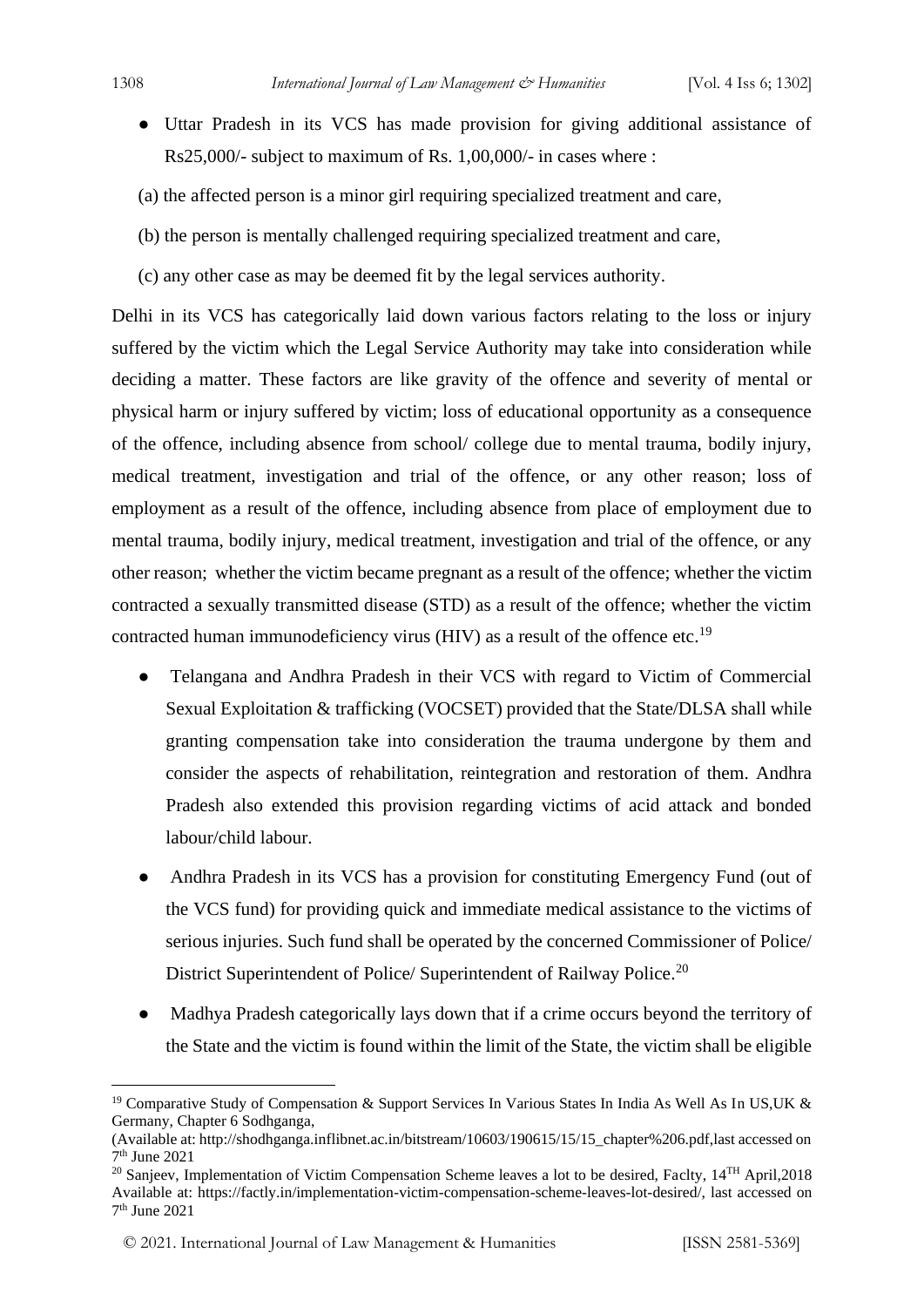- Uttar Pradesh in its VCS has made provision for giving additional assistance of Rs25,000/- subject to maximum of Rs. 1,00,000/- in cases where :

(a) the affected person is a minor girl requiring specialized treatment and care,

(b) the person is mentally challenged requiring specialized treatment and care,

(c) any other case as may be deemed fit by the legal services authority.

Delhi in its VCS has categorically laid down various factors relating to the loss or injury suffered by the victim which the Legal Service Authority may take into consideration while deciding a matter. These factors are like gravity of the offence and severity of mental or physical harm or injury suffered by victim; loss of educational opportunity as a consequence of the offence, including absence from school/ college due to mental trauma, bodily injury, medical treatment, investigation and trial of the offence, or any other reason; loss of employment as a result of the offence, including absence from place of employment due to mental trauma, bodily injury, medical treatment, investigation and trial of the offence, or any other reason; whether the victim became pregnant as a result of the offence; whether the victim contracted a sexually transmitted disease (STD) as a result of the offence; whether the victim contracted human immunodeficiency virus (HIV) as a result of the offence etc.[19]

- Telangana and Andhra Pradesh in their VCS with regard to Victim of Commercial Sexual Exploitation & trafficking (VOCSET) provided that the State/DLSA shall while granting compensation take into consideration the trauma undergone by them and consider the aspects of rehabilitation, reintegration and restoration of them. Andhra Pradesh also extended this provision regarding victims of acid attack and bonded labour/child labour.

- Andhra Pradesh in its VCS has a provision for constituting Emergency Fund (out of the VCS fund) for providing quick and immediate medical assistance to the victims of serious injuries. Such fund shall be operated by the concerned Commissioner of Police/ District Superintendent of Police/ Superintendent of Railway Police.[20]

- Madhya Pradesh categorically lays down that if a crime occurs beyond the territory of the State and the victim is found within the limit of the State, the victim shall be eligible

---

[19] Comparative Study of Compensation & Support Services In Various States In India As Well As In US,UK & Germany, Chapter 6 Sodhganga, (Available at: http://shodhganga.inflibnet.ac.in/bitstream/10603/190615/15/15_chapter%206.pdf,last accessed on 7th June 2021

[20] Sanjeev, Implementation of Victim Compensation Scheme leaves a lot to be desired, Faclty, 14TH April,2018 Available at: https://factly.in/implementation-victim-compensation-scheme-leaves-lot-desired/, last accessed on 7th June 2021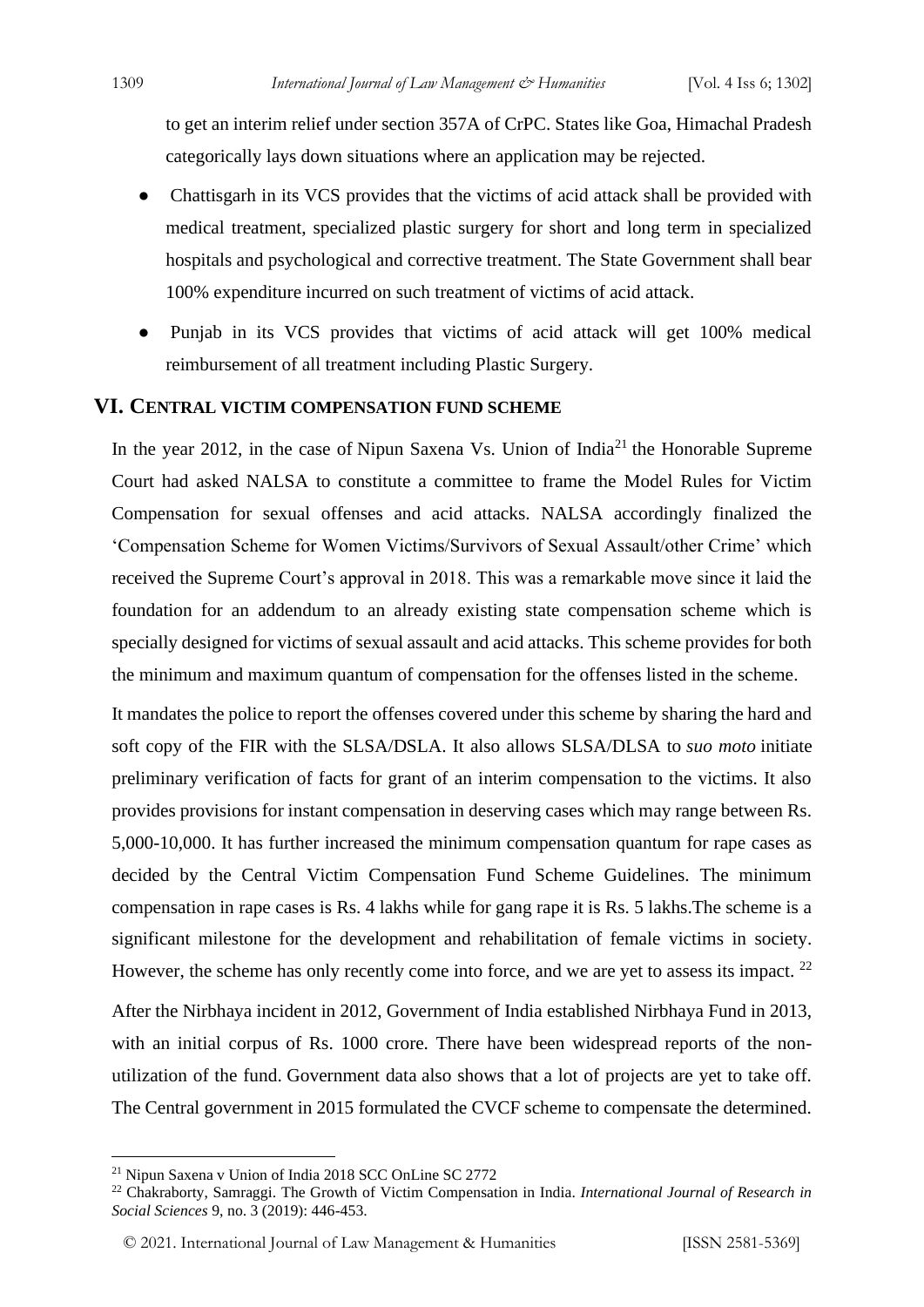to get an interim relief under section 357A of CrPC. States like Goa, Himachal Pradesh categorically lays down situations where an application may be rejected.

- Chattisgarh in its VCS provides that the victims of acid attack shall be provided with medical treatment, specialized plastic surgery for short and long term in specialized hospitals and psychological and corrective treatment. The State Government shall bear 100% expenditure incurred on such treatment of victims of acid attack.
- Punjab in its VCS provides that victims of acid attack will get 100% medical reimbursement of all treatment including Plastic Surgery.

## VI. Central victim compensation fund scheme

In the year 2012, in the case of Nipun Saxena Vs. Union of India[21] the Honorable Supreme Court had asked NALSA to constitute a committee to frame the Model Rules for Victim Compensation for sexual offenses and acid attacks. NALSA accordingly finalized the 'Compensation Scheme for Women Victims/Survivors of Sexual Assault/other Crime' which received the Supreme Court's approval in 2018. This was a remarkable move since it laid the foundation for an addendum to an already existing state compensation scheme which is specially designed for victims of sexual assault and acid attacks. This scheme provides for both the minimum and maximum quantum of compensation for the offenses listed in the scheme.

It mandates the police to report the offenses covered under this scheme by sharing the hard and soft copy of the FIR with the SLSA/DSLA. It also allows SLSA/DLSA to *suo moto* initiate preliminary verification of facts for grant of an interim compensation to the victims. It also provides provisions for instant compensation in deserving cases which may range between Rs. 5,000-10,000. It has further increased the minimum compensation quantum for rape cases as decided by the Central Victim Compensation Fund Scheme Guidelines. The minimum compensation in rape cases is Rs. 4 lakhs while for gang rape it is Rs. 5 lakhs.The scheme is a significant milestone for the development and rehabilitation of female victims in society. However, the scheme has only recently come into force, and we are yet to assess its impact. [22]

After the Nirbhaya incident in 2012, Government of India established Nirbhaya Fund in 2013, with an initial corpus of Rs. 1000 crore. There have been widespread reports of the non-utilization of the fund. Government data also shows that a lot of projects are yet to take off. The Central government in 2015 formulated the CVCF scheme to compensate the determined.

---

[21] Nipun Saxena v Union of India 2018 SCC OnLine SC 2772

[22] Chakraborty, Samraggi. The Growth of Victim Compensation in India. *International Journal of Research in Social Sciences* 9, no. 3 (2019): 446-453.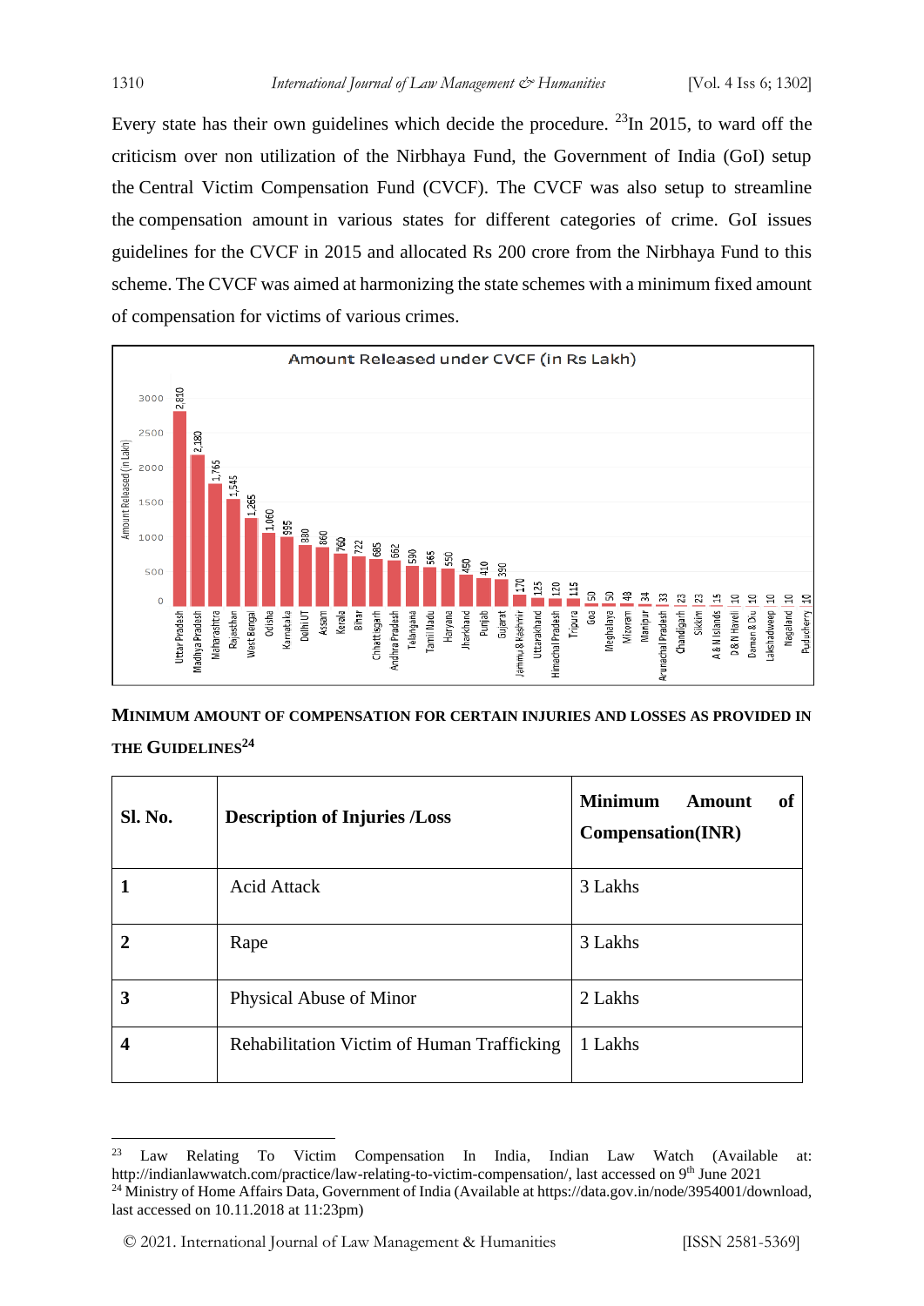Every state has their own guidelines which decide the procedure. [23]In 2015, to ward off the criticism over non utilization of the Nirbhaya Fund, the Government of India (GoI) setup the Central Victim Compensation Fund (CVCF). The CVCF was also setup to streamline the compensation amount in various states for different categories of crime. GoI issues guidelines for the CVCF in 2015 and allocated Rs 200 crore from the Nirbhaya Fund to this scheme. The CVCF was aimed at harmonizing the state schemes with a minimum fixed amount of compensation for victims of various crimes.

**Amount Released under CVCF (in Rs Lakh)**

| State/UT | Amount Released (in Lakh) |
|---|---|
| Uttar Pradesh | 2,810 |
| Madhya Pradesh | 2,180 |
| Maharashtra | 1,765 |
| Rajasthan | 1,545 |
| West Bengal | 1,265 |
| Odisha | 1,060 |
| Karnataka | 995 |
| Delhi UT | 880 |
| Assam | 860 |
| Kerala | 760 |
| Bihar | 722 |
| Chhattisgarh | 685 |
| Andhra Pradesh | 662 |
| Telangana | 590 |
| Tamil Nadu | 565 |
| Haryana | 550 |
| Jharkhand | 450 |
| Punjab | 410 |
| Gujarat | 390 |
| Jammu & Kashmir | 170 |
| Uttarakhand | 125 |
| Himachal Pradesh | 120 |
| Tripura | 115 |
| Goa | 50 |
| Meghalaya | 50 |
| Mizoram | 48 |
| Manipur | 34 |
| Arunachal Pradesh | 33 |
| Chandigarh | 23 |
| Sikkim | 23 |
| A & N Islands | 15 |
| D & N Haveli | 10 |
| Daman & Diu | 10 |
| Lakshadweep | 10 |
| Nagaland | 10 |
| Puducherry | 10 |

**MINIMUM AMOUNT OF COMPENSATION FOR CERTAIN INJURIES AND LOSSES AS PROVIDED IN THE GUIDELINES[24]**

| Sl. No. | Description of Injuries /Loss | Minimum Amount of Compensation(INR) |
|---|---|---|
| 1 | Acid Attack | 3 Lakhs |
| 2 | Rape | 3 Lakhs |
| 3 | Physical Abuse of Minor | 2 Lakhs |
| 4 | Rehabilitation Victim of Human Trafficking | 1 Lakhs |

[23] Law Relating To Victim Compensation In India, Indian Law Watch (Available at: http://indianlawwatch.com/practice/law-relating-to-victim-compensation/, last accessed on 9th June 2021

[24] Ministry of Home Affairs Data, Government of India (Available at https://data.gov.in/node/3954001/download, last accessed on 10.11.2018 at 11:23pm)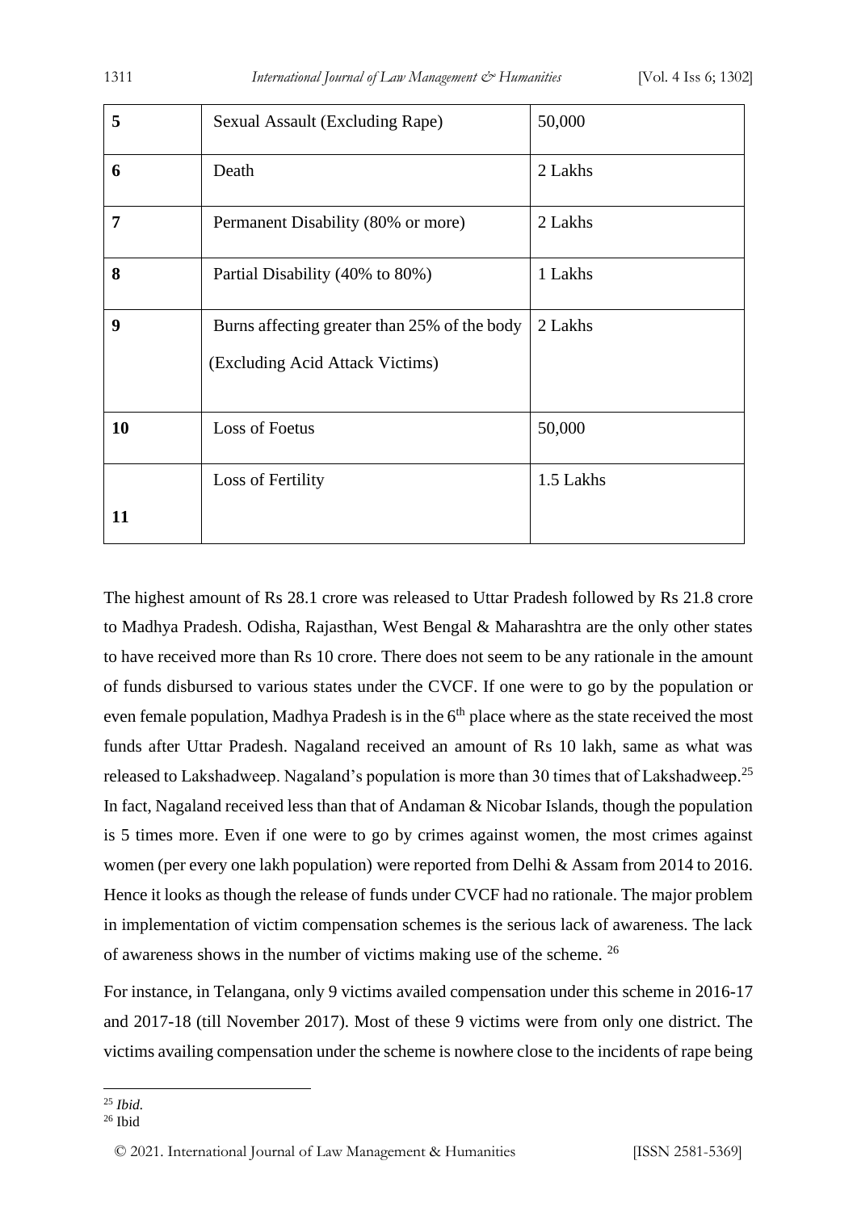| 5 | Sexual Assault (Excluding Rape) | 50,000 |
|---|---|---|
| 6 | Death | 2 Lakhs |
| 7 | Permanent Disability (80% or more) | 2 Lakhs |
| 8 | Partial Disability (40% to 80%) | 1 Lakhs |
| 9 | Burns affecting greater than 25% of the body (Excluding Acid Attack Victims) | 2 Lakhs |
| 10 | Loss of Foetus | 50,000 |
| 11 | Loss of Fertility | 1.5 Lakhs |

The highest amount of Rs 28.1 crore was released to Uttar Pradesh followed by Rs 21.8 crore to Madhya Pradesh. Odisha, Rajasthan, West Bengal & Maharashtra are the only other states to have received more than Rs 10 crore. There does not seem to be any rationale in the amount of funds disbursed to various states under the CVCF. If one were to go by the population or even female population, Madhya Pradesh is in the 6th place where as the state received the most funds after Uttar Pradesh. Nagaland received an amount of Rs 10 lakh, same as what was released to Lakshadweep. Nagaland's population is more than 30 times that of Lakshadweep.[25] In fact, Nagaland received less than that of Andaman & Nicobar Islands, though the population is 5 times more. Even if one were to go by crimes against women, the most crimes against women (per every one lakh population) were reported from Delhi & Assam from 2014 to 2016. Hence it looks as though the release of funds under CVCF had no rationale. The major problem in implementation of victim compensation schemes is the serious lack of awareness. The lack of awareness shows in the number of victims making use of the scheme. [26]

For instance, in Telangana, only 9 victims availed compensation under this scheme in 2016-17 and 2017-18 (till November 2017). Most of these 9 victims were from only one district. The victims availing compensation under the scheme is nowhere close to the incidents of rape being

---

[25] *Ibid.*

[26] Ibid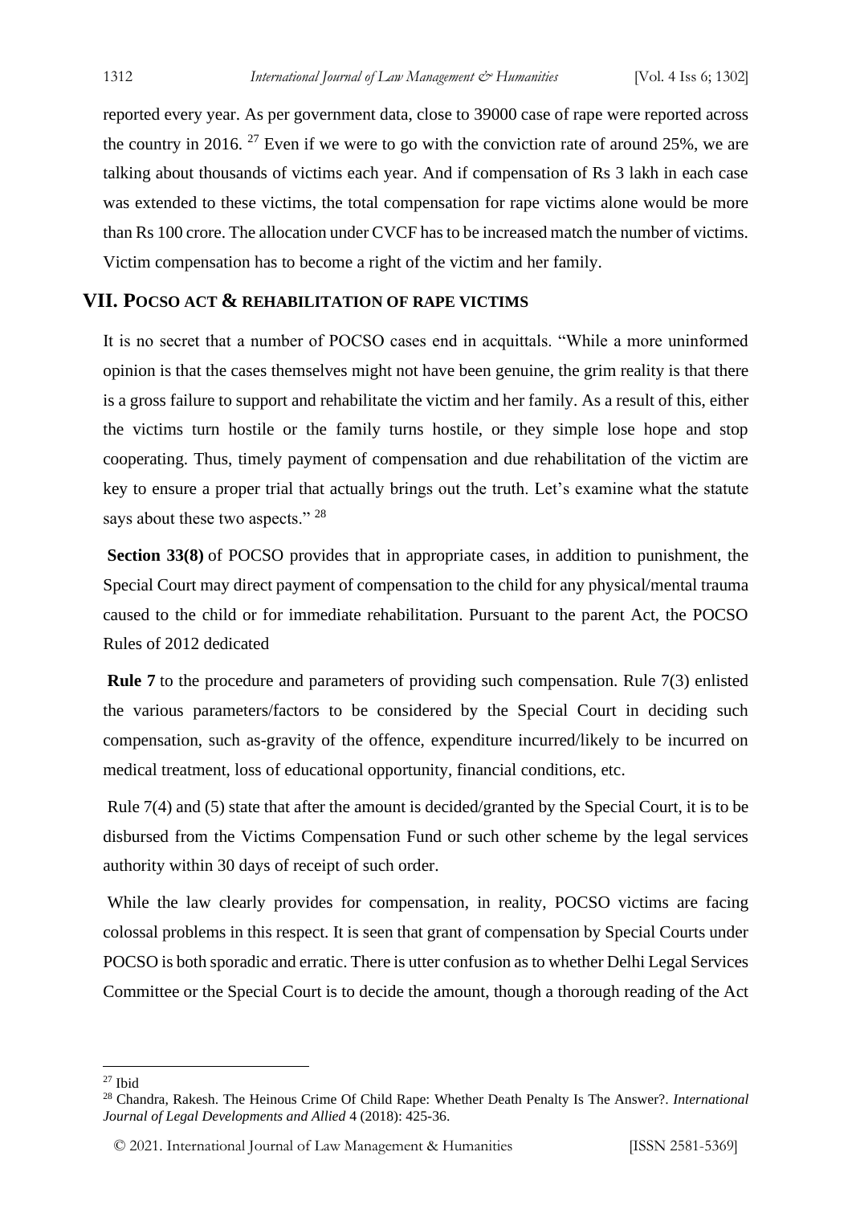reported every year. As per government data, close to 39000 case of rape were reported across the country in 2016. [27] Even if we were to go with the conviction rate of around 25%, we are talking about thousands of victims each year. And if compensation of Rs 3 lakh in each case was extended to these victims, the total compensation for rape victims alone would be more than Rs 100 crore. The allocation under CVCF has to be increased match the number of victims. Victim compensation has to become a right of the victim and her family.

## VII. POCSO ACT & REHABILITATION OF RAPE VICTIMS

It is no secret that a number of POCSO cases end in acquittals. "While a more uninformed opinion is that the cases themselves might not have been genuine, the grim reality is that there is a gross failure to support and rehabilitate the victim and her family. As a result of this, either the victims turn hostile or the family turns hostile, or they simple lose hope and stop cooperating. Thus, timely payment of compensation and due rehabilitation of the victim are key to ensure a proper trial that actually brings out the truth. Let's examine what the statute says about these two aspects." [28]

**Section 33(8)** of POCSO provides that in appropriate cases, in addition to punishment, the Special Court may direct payment of compensation to the child for any physical/mental trauma caused to the child or for immediate rehabilitation. Pursuant to the parent Act, the POCSO Rules of 2012 dedicated

**Rule 7** to the procedure and parameters of providing such compensation. Rule 7(3) enlisted the various parameters/factors to be considered by the Special Court in deciding such compensation, such as-gravity of the offence, expenditure incurred/likely to be incurred on medical treatment, loss of educational opportunity, financial conditions, etc.

Rule 7(4) and (5) state that after the amount is decided/granted by the Special Court, it is to be disbursed from the Victims Compensation Fund or such other scheme by the legal services authority within 30 days of receipt of such order.

While the law clearly provides for compensation, in reality, POCSO victims are facing colossal problems in this respect. It is seen that grant of compensation by Special Courts under POCSO is both sporadic and erratic. There is utter confusion as to whether Delhi Legal Services Committee or the Special Court is to decide the amount, though a thorough reading of the Act

---

[27] Ibid

[28] Chandra, Rakesh. The Heinous Crime Of Child Rape: Whether Death Penalty Is The Answer?. *International Journal of Legal Developments and Allied* 4 (2018): 425-36.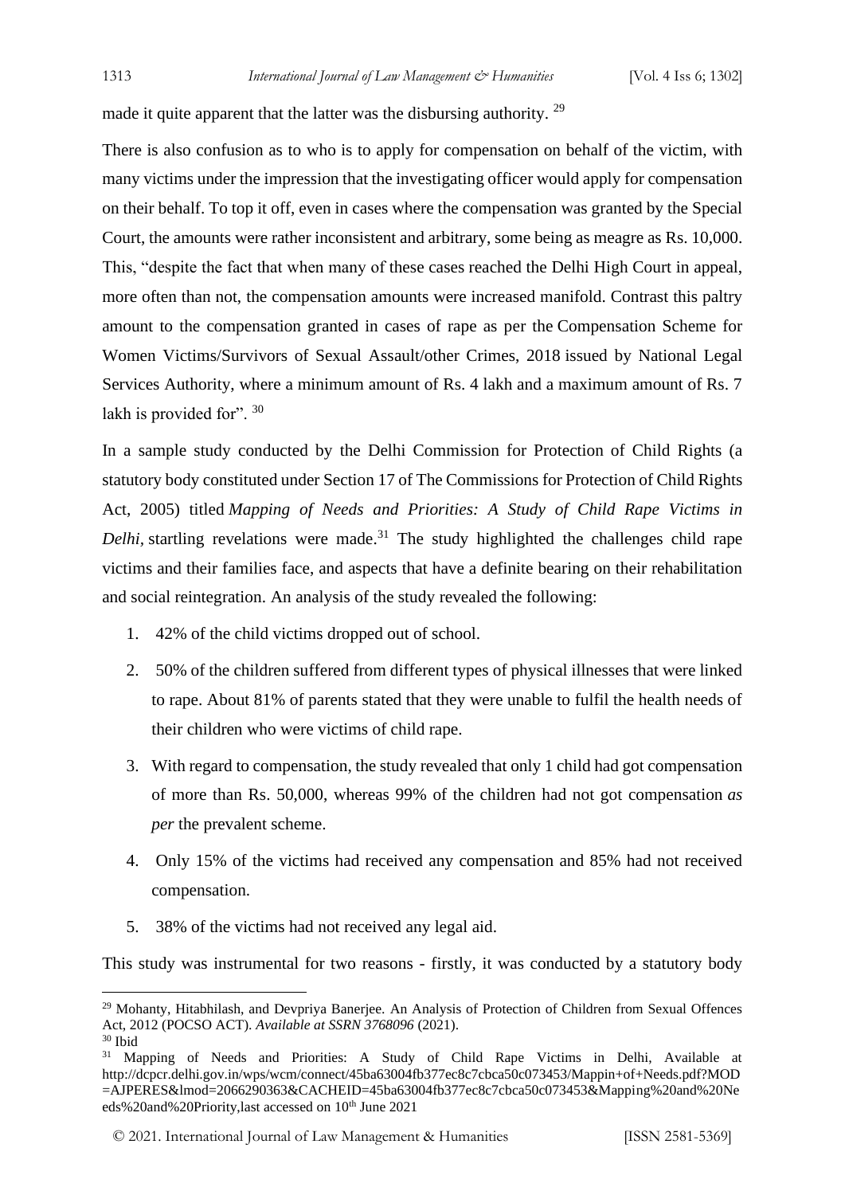made it quite apparent that the latter was the disbursing authority. [29]

There is also confusion as to who is to apply for compensation on behalf of the victim, with many victims under the impression that the investigating officer would apply for compensation on their behalf. To top it off, even in cases where the compensation was granted by the Special Court, the amounts were rather inconsistent and arbitrary, some being as meagre as Rs. 10,000. This, "despite the fact that when many of these cases reached the Delhi High Court in appeal, more often than not, the compensation amounts were increased manifold. Contrast this paltry amount to the compensation granted in cases of rape as per the Compensation Scheme for Women Victims/Survivors of Sexual Assault/other Crimes, 2018 issued by National Legal Services Authority, where a minimum amount of Rs. 4 lakh and a maximum amount of Rs. 7 lakh is provided for". [30]

In a sample study conducted by the Delhi Commission for Protection of Child Rights (a statutory body constituted under Section 17 of The Commissions for Protection of Child Rights Act, 2005) titled *Mapping of Needs and Priorities: A Study of Child Rape Victims in Delhi*, startling revelations were made.[31] The study highlighted the challenges child rape victims and their families face, and aspects that have a definite bearing on their rehabilitation and social reintegration. An analysis of the study revealed the following:

1. 42% of the child victims dropped out of school.
2. 50% of the children suffered from different types of physical illnesses that were linked to rape. About 81% of parents stated that they were unable to fulfil the health needs of their children who were victims of child rape.
3. With regard to compensation, the study revealed that only 1 child had got compensation of more than Rs. 50,000, whereas 99% of the children had not got compensation *as per* the prevalent scheme.
4. Only 15% of the victims had received any compensation and 85% had not received compensation.
5. 38% of the victims had not received any legal aid.

This study was instrumental for two reasons - firstly, it was conducted by a statutory body

---

[29] Mohanty, Hitabhilash, and Devpriya Banerjee. An Analysis of Protection of Children from Sexual Offences Act, 2012 (POCSO ACT). *Available at SSRN 3768096* (2021).

[30] Ibid

[31] Mapping of Needs and Priorities: A Study of Child Rape Victims in Delhi, Available at http://dcpcr.delhi.gov.in/wps/wcm/connect/45ba63004fb377ec8c7cbca50c073453/Mappin+of+Needs.pdf?MOD=AJPERES&lmod=2066290363&CACHEID=45ba63004fb377ec8c7cbca50c073453&Mapping%20and%20Needs%20and%20Priority,last accessed on 10th June 2021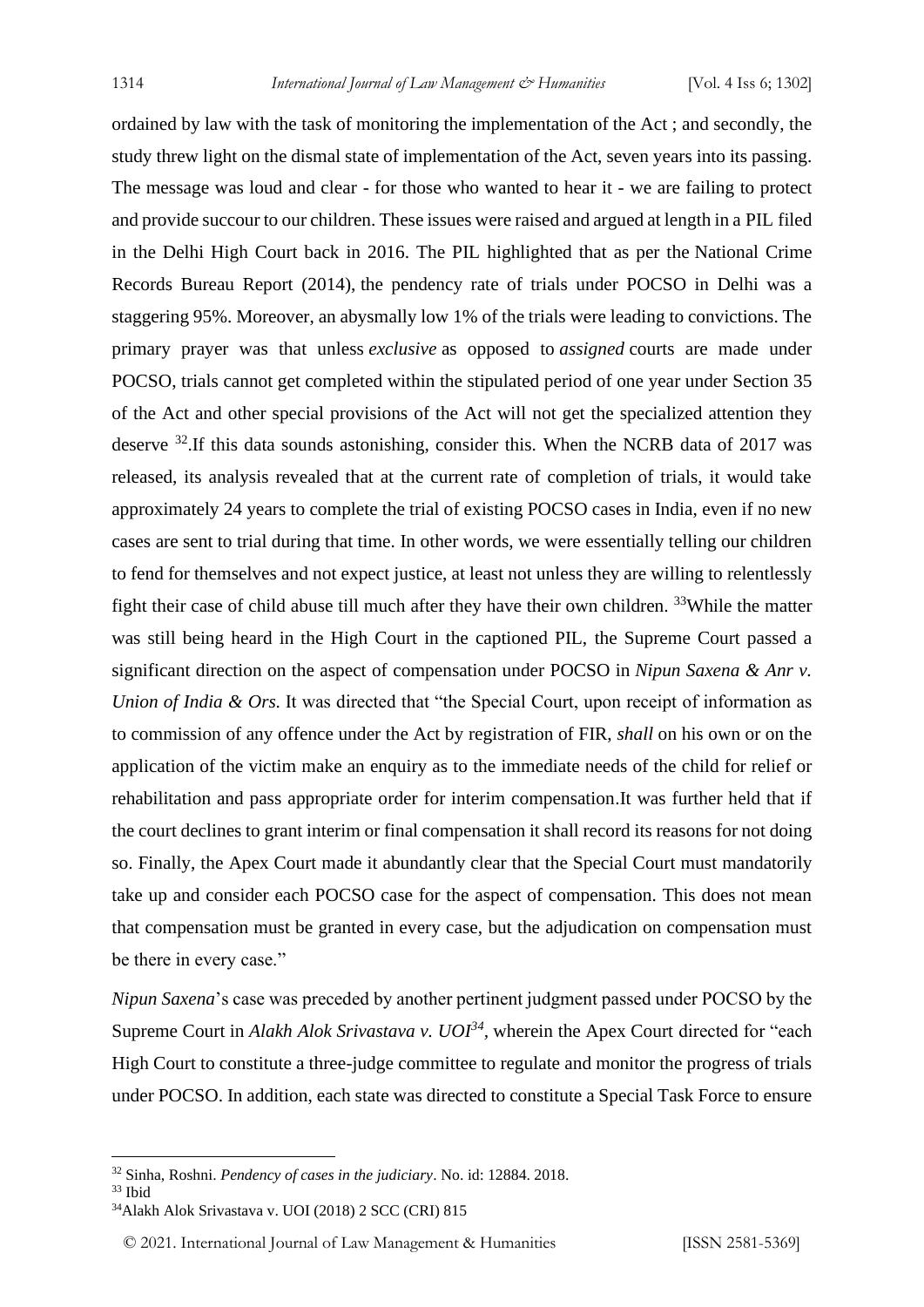ordained by law with the task of monitoring the implementation of the Act ; and secondly, the study threw light on the dismal state of implementation of the Act, seven years into its passing. The message was loud and clear - for those who wanted to hear it - we are failing to protect and provide succour to our children. These issues were raised and argued at length in a PIL filed in the Delhi High Court back in 2016. The PIL highlighted that as per the National Crime Records Bureau Report (2014), the pendency rate of trials under POCSO in Delhi was a staggering 95%. Moreover, an abysmally low 1% of the trials were leading to convictions. The primary prayer was that unless *exclusive* as opposed to *assigned* courts are made under POCSO, trials cannot get completed within the stipulated period of one year under Section 35 of the Act and other special provisions of the Act will not get the specialized attention they deserve [32].If this data sounds astonishing, consider this. When the NCRB data of 2017 was released, its analysis revealed that at the current rate of completion of trials, it would take approximately 24 years to complete the trial of existing POCSO cases in India, even if no new cases are sent to trial during that time. In other words, we were essentially telling our children to fend for themselves and not expect justice, at least not unless they are willing to relentlessly fight their case of child abuse till much after they have their own children. [33]While the matter was still being heard in the High Court in the captioned PIL, the Supreme Court passed a significant direction on the aspect of compensation under POCSO in *Nipun Saxena & Anr v. Union of India & Ors.* It was directed that "the Special Court, upon receipt of information as to commission of any offence under the Act by registration of FIR, *shall* on his own or on the application of the victim make an enquiry as to the immediate needs of the child for relief or rehabilitation and pass appropriate order for interim compensation.It was further held that if the court declines to grant interim or final compensation it shall record its reasons for not doing so. Finally, the Apex Court made it abundantly clear that the Special Court must mandatorily take up and consider each POCSO case for the aspect of compensation. This does not mean that compensation must be granted in every case, but the adjudication on compensation must be there in every case."

*Nipun Saxena*'s case was preceded by another pertinent judgment passed under POCSO by the Supreme Court in *Alakh Alok Srivastava v. UOI*[34], wherein the Apex Court directed for "each High Court to constitute a three-judge committee to regulate and monitor the progress of trials under POCSO. In addition, each state was directed to constitute a Special Task Force to ensure

---

[32] Sinha, Roshni. *Pendency of cases in the judiciary*. No. id: 12884. 2018.

[33] Ibid

[34] Alakh Alok Srivastava v. UOI (2018) 2 SCC (CRI) 815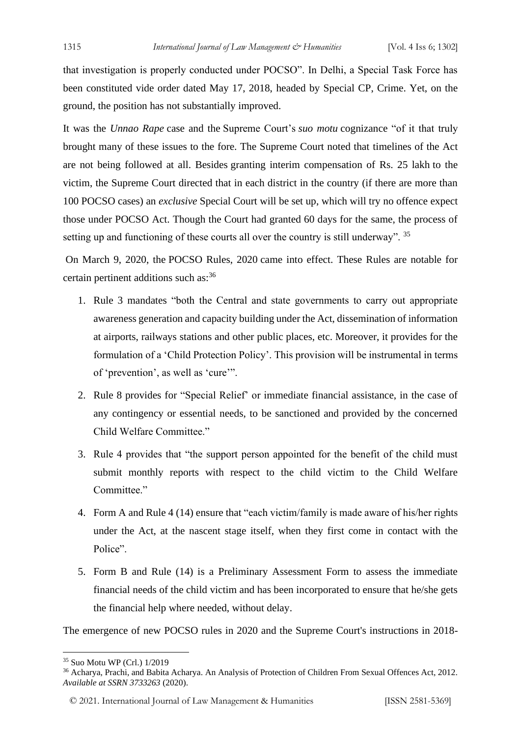that investigation is properly conducted under POCSO". In Delhi, a Special Task Force has been constituted vide order dated May 17, 2018, headed by Special CP, Crime. Yet, on the ground, the position has not substantially improved.

It was the *Unnao Rape* case and the Supreme Court's *suo motu* cognizance "of it that truly brought many of these issues to the fore. The Supreme Court noted that timelines of the Act are not being followed at all. Besides granting interim compensation of Rs. 25 lakh to the victim, the Supreme Court directed that in each district in the country (if there are more than 100 POCSO cases) an *exclusive* Special Court will be set up, which will try no offence expect those under POCSO Act. Though the Court had granted 60 days for the same, the process of setting up and functioning of these courts all over the country is still underway". [35]

On March 9, 2020, the POCSO Rules, 2020 came into effect. These Rules are notable for certain pertinent additions such as:[36]

1. Rule 3 mandates "both the Central and state governments to carry out appropriate awareness generation and capacity building under the Act, dissemination of information at airports, railways stations and other public places, etc. Moreover, it provides for the formulation of a 'Child Protection Policy'. This provision will be instrumental in terms of 'prevention', as well as 'cure'".
2. Rule 8 provides for "Special Relief' or immediate financial assistance, in the case of any contingency or essential needs, to be sanctioned and provided by the concerned Child Welfare Committee."
3. Rule 4 provides that "the support person appointed for the benefit of the child must submit monthly reports with respect to the child victim to the Child Welfare Committee."
4. Form A and Rule 4 (14) ensure that "each victim/family is made aware of his/her rights under the Act, at the nascent stage itself, when they first come in contact with the Police".
5. Form B and Rule (14) is a Preliminary Assessment Form to assess the immediate financial needs of the child victim and has been incorporated to ensure that he/she gets the financial help where needed, without delay.

The emergence of new POCSO rules in 2020 and the Supreme Court's instructions in 2018-

---

[35] Suo Motu WP (Crl.) 1/2019

[36] Acharya, Prachi, and Babita Acharya. An Analysis of Protection of Children From Sexual Offences Act, 2012. *Available at SSRN 3733263* (2020).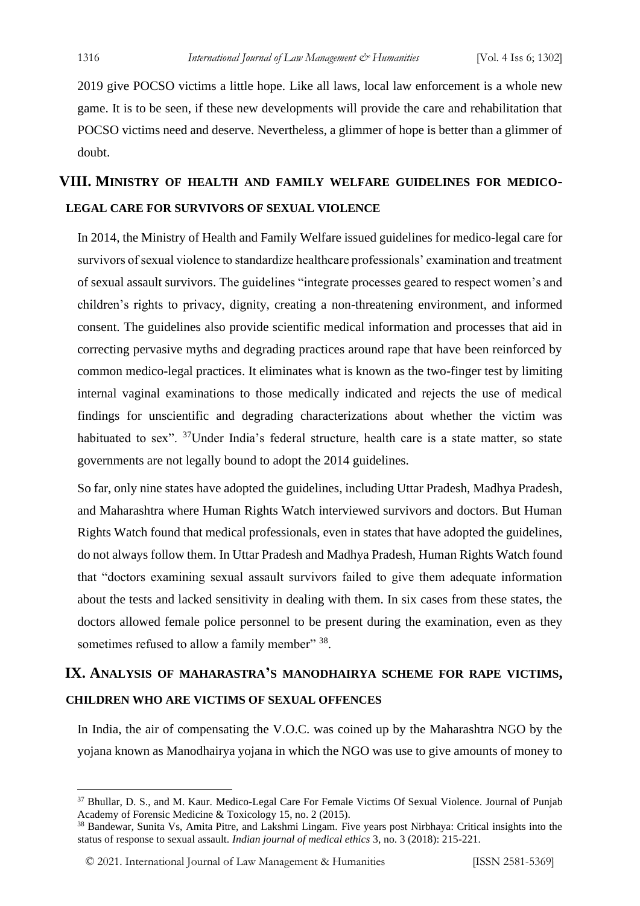2019 give POCSO victims a little hope. Like all laws, local law enforcement is a whole new game. It is to be seen, if these new developments will provide the care and rehabilitation that POCSO victims need and deserve. Nevertheless, a glimmer of hope is better than a glimmer of doubt.

## VIII. Ministry of health and family welfare guidelines for medico-legal care for survivors of sexual violence

In 2014, the Ministry of Health and Family Welfare issued guidelines for medico-legal care for survivors of sexual violence to standardize healthcare professionals' examination and treatment of sexual assault survivors. The guidelines "integrate processes geared to respect women's and children's rights to privacy, dignity, creating a non-threatening environment, and informed consent. The guidelines also provide scientific medical information and processes that aid in correcting pervasive myths and degrading practices around rape that have been reinforced by common medico-legal practices. It eliminates what is known as the two-finger test by limiting internal vaginal examinations to those medically indicated and rejects the use of medical findings for unscientific and degrading characterizations about whether the victim was habituated to sex". [37]Under India's federal structure, health care is a state matter, so state governments are not legally bound to adopt the 2014 guidelines.

So far, only nine states have adopted the guidelines, including Uttar Pradesh, Madhya Pradesh, and Maharashtra where Human Rights Watch interviewed survivors and doctors. But Human Rights Watch found that medical professionals, even in states that have adopted the guidelines, do not always follow them. In Uttar Pradesh and Madhya Pradesh, Human Rights Watch found that "doctors examining sexual assault survivors failed to give them adequate information about the tests and lacked sensitivity in dealing with them. In six cases from these states, the doctors allowed female police personnel to be present during the examination, even as they sometimes refused to allow a family member" [38].

## IX. Analysis of Maharastra's Manodhairya scheme for rape victims, children who are victims of sexual offences

In India, the air of compensating the V.O.C. was coined up by the Maharashtra NGO by the yojana known as Manodhairya yojana in which the NGO was use to give amounts of money to

---

[37] Bhullar, D. S., and M. Kaur. Medico-Legal Care For Female Victims Of Sexual Violence. Journal of Punjab Academy of Forensic Medicine & Toxicology 15, no. 2 (2015).

[38] Bandewar, Sunita Vs, Amita Pitre, and Lakshmi Lingam. Five years post Nirbhaya: Critical insights into the status of response to sexual assault. *Indian journal of medical ethics* 3, no. 3 (2018): 215-221.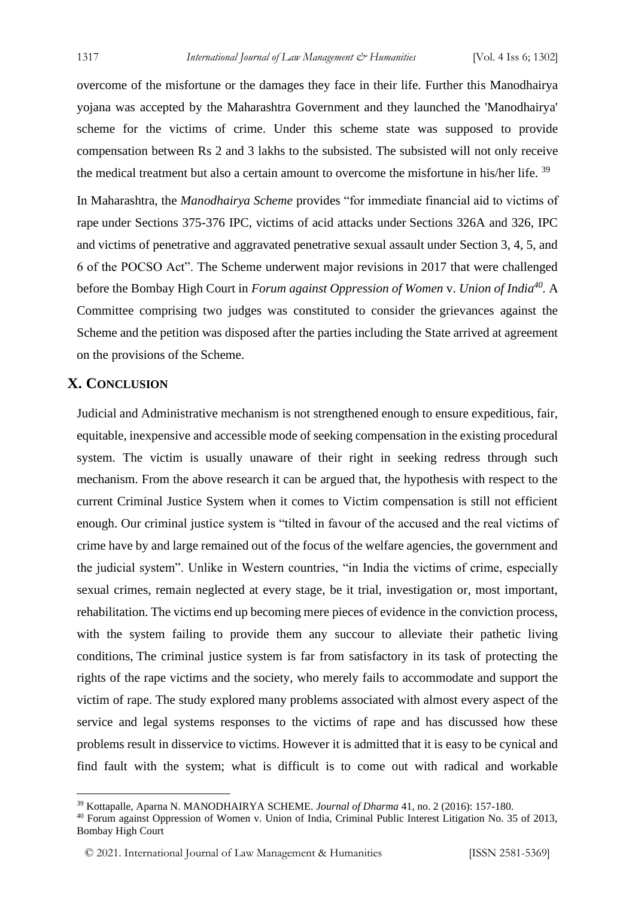overcome of the misfortune or the damages they face in their life. Further this Manodhairya yojana was accepted by the Maharashtra Government and they launched the 'Manodhairya' scheme for the victims of crime. Under this scheme state was supposed to provide compensation between Rs 2 and 3 lakhs to the subsisted. The subsisted will not only receive the medical treatment but also a certain amount to overcome the misfortune in his/her life. [39]

In Maharashtra, the *Manodhairya Scheme* provides "for immediate financial aid to victims of rape under Sections 375-376 IPC, victims of acid attacks under Sections 326A and 326, IPC and victims of penetrative and aggravated penetrative sexual assault under Section 3, 4, 5, and 6 of the POCSO Act". The Scheme underwent major revisions in 2017 that were challenged before the Bombay High Court in *Forum against Oppression of Women* v. *Union of India*[40]. A Committee comprising two judges was constituted to consider the grievances against the Scheme and the petition was disposed after the parties including the State arrived at agreement on the provisions of the Scheme.

## X. Conclusion

Judicial and Administrative mechanism is not strengthened enough to ensure expeditious, fair, equitable, inexpensive and accessible mode of seeking compensation in the existing procedural system. The victim is usually unaware of their right in seeking redress through such mechanism. From the above research it can be argued that, the hypothesis with respect to the current Criminal Justice System when it comes to Victim compensation is still not efficient enough. Our criminal justice system is "tilted in favour of the accused and the real victims of crime have by and large remained out of the focus of the welfare agencies, the government and the judicial system". Unlike in Western countries, "in India the victims of crime, especially sexual crimes, remain neglected at every stage, be it trial, investigation or, most important, rehabilitation. The victims end up becoming mere pieces of evidence in the conviction process, with the system failing to provide them any succour to alleviate their pathetic living conditions, The criminal justice system is far from satisfactory in its task of protecting the rights of the rape victims and the society, who merely fails to accommodate and support the victim of rape. The study explored many problems associated with almost every aspect of the service and legal systems responses to the victims of rape and has discussed how these problems result in disservice to victims. However it is admitted that it is easy to be cynical and find fault with the system; what is difficult is to come out with radical and workable

---

[39] Kottapalle, Aparna N. MANODHAIRYA SCHEME. *Journal of Dharma* 41, no. 2 (2016): 157-180.

[40] Forum against Oppression of Women v. Union of India, Criminal Public Interest Litigation No. 35 of 2013, Bombay High Court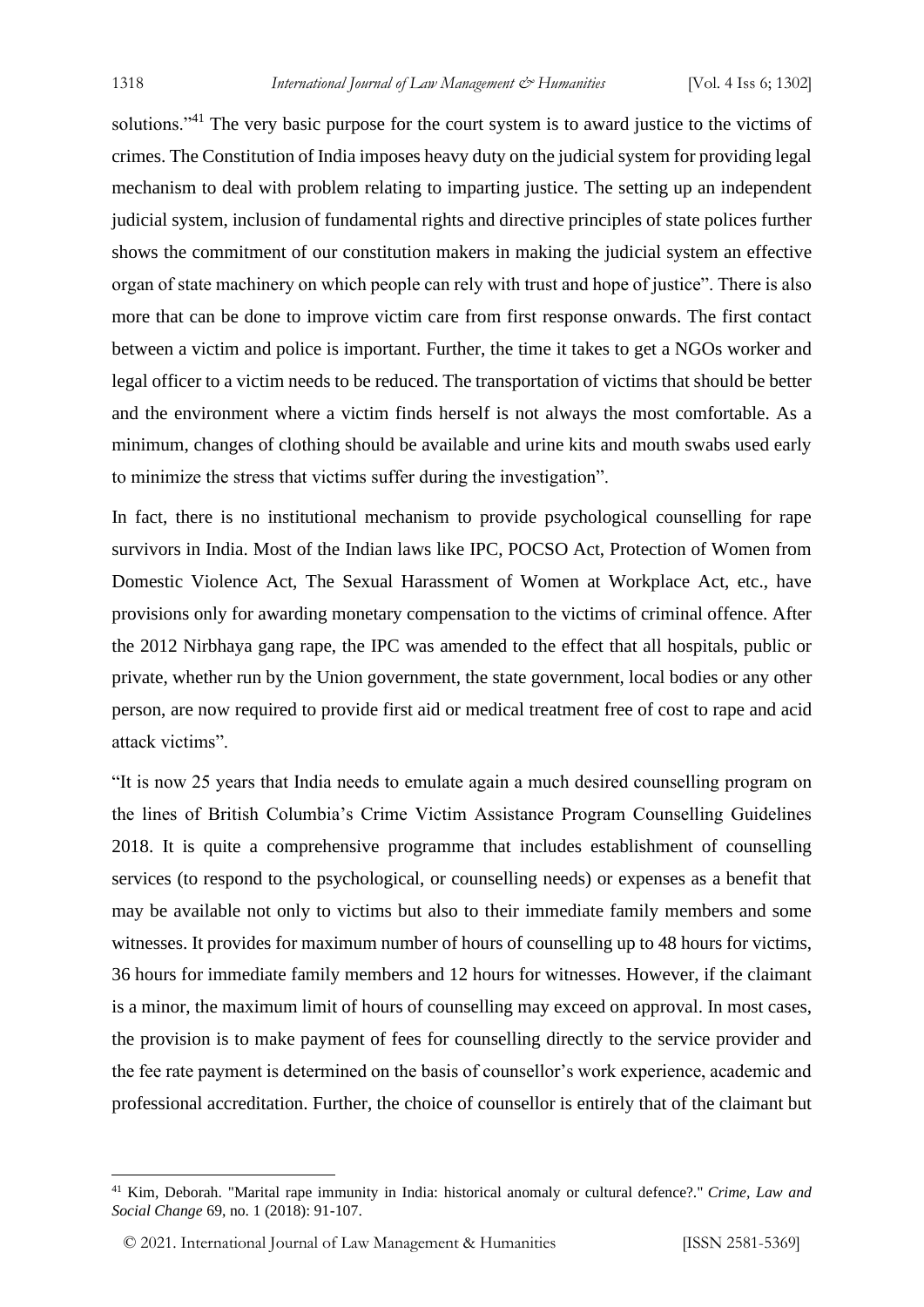solutions."[41] The very basic purpose for the court system is to award justice to the victims of crimes. The Constitution of India imposes heavy duty on the judicial system for providing legal mechanism to deal with problem relating to imparting justice. The setting up an independent judicial system, inclusion of fundamental rights and directive principles of state polices further shows the commitment of our constitution makers in making the judicial system an effective organ of state machinery on which people can rely with trust and hope of justice". There is also more that can be done to improve victim care from first response onwards. The first contact between a victim and police is important. Further, the time it takes to get a NGOs worker and legal officer to a victim needs to be reduced. The transportation of victims that should be better and the environment where a victim finds herself is not always the most comfortable. As a minimum, changes of clothing should be available and urine kits and mouth swabs used early to minimize the stress that victims suffer during the investigation".

In fact, there is no institutional mechanism to provide psychological counselling for rape survivors in India. Most of the Indian laws like IPC, POCSO Act, Protection of Women from Domestic Violence Act, The Sexual Harassment of Women at Workplace Act, etc., have provisions only for awarding monetary compensation to the victims of criminal offence. After the 2012 Nirbhaya gang rape, the IPC was amended to the effect that all hospitals, public or private, whether run by the Union government, the state government, local bodies or any other person, are now required to provide first aid or medical treatment free of cost to rape and acid attack victims".

"It is now 25 years that India needs to emulate again a much desired counselling program on the lines of British Columbia's Crime Victim Assistance Program Counselling Guidelines 2018. It is quite a comprehensive programme that includes establishment of counselling services (to respond to the psychological, or counselling needs) or expenses as a benefit that may be available not only to victims but also to their immediate family members and some witnesses. It provides for maximum number of hours of counselling up to 48 hours for victims, 36 hours for immediate family members and 12 hours for witnesses. However, if the claimant is a minor, the maximum limit of hours of counselling may exceed on approval. In most cases, the provision is to make payment of fees for counselling directly to the service provider and the fee rate payment is determined on the basis of counsellor's work experience, academic and professional accreditation. Further, the choice of counsellor is entirely that of the claimant but

---

[41] Kim, Deborah. "Marital rape immunity in India: historical anomaly or cultural defence?." *Crime, Law and Social Change* 69, no. 1 (2018): 91-107.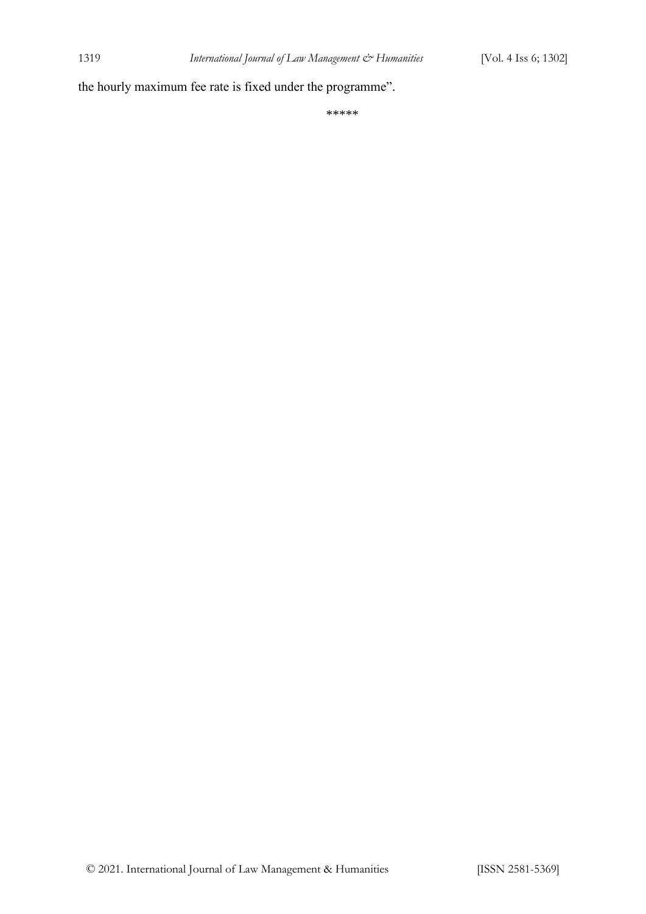the hourly maximum fee rate is fixed under the programme”.

*****